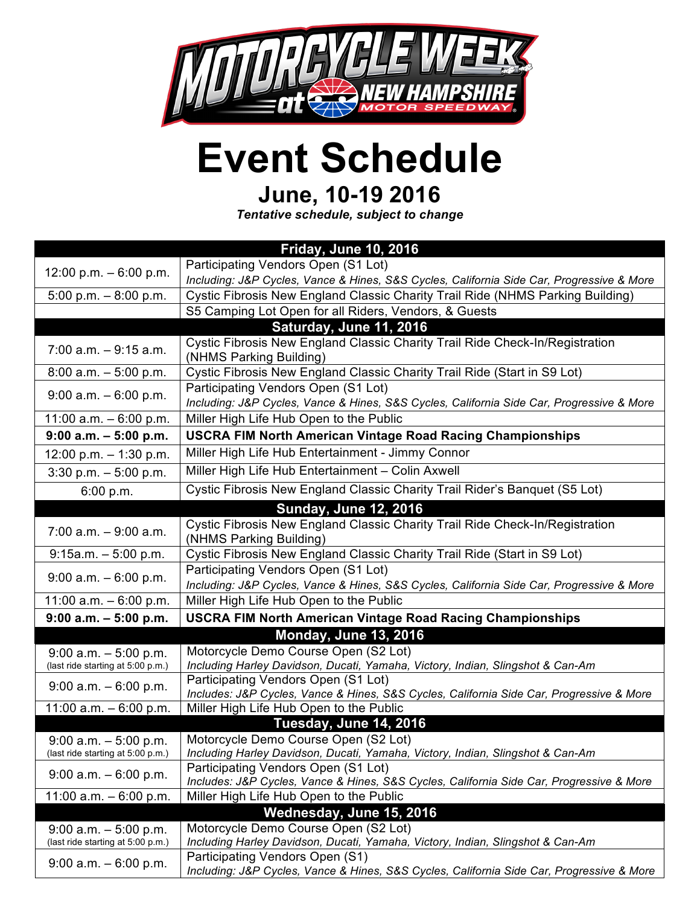# Motorcycle Week at New Hampshire Motor Speedway

# Event Schedule

## June, 10-19 2016

***Tentative schedule, subject to change***

| **Friday, June 10, 2016** | |
|---|---|
| 12:00 p.m. – 6:00 p.m. | Participating Vendors Open (S1 Lot)<br>*Including: J&P Cycles, Vance & Hines, S&S Cycles, California Side Car, Progressive & More* |
| 5:00 p.m. – 8:00 p.m. | Cystic Fibrosis New England Classic Charity Trail Ride (NHMS Parking Building) |
| | S5 Camping Lot Open for all Riders, Vendors, & Guests |
| **Saturday, June 11, 2016** | |
| 7:00 a.m. – 9:15 a.m. | Cystic Fibrosis New England Classic Charity Trail Ride Check-In/Registration (NHMS Parking Building) |
| 8:00 a.m. – 5:00 p.m. | Cystic Fibrosis New England Classic Charity Trail Ride (Start in S9 Lot) |
| 9:00 a.m. – 6:00 p.m. | Participating Vendors Open (S1 Lot)<br>*Including: J&P Cycles, Vance & Hines, S&S Cycles, California Side Car, Progressive & More* |
| 11:00 a.m. – 6:00 p.m. | Miller High Life Hub Open to the Public |
| **9:00 a.m. – 5:00 p.m.** | **USCRA FIM North American Vintage Road Racing Championships** |
| 12:00 p.m. – 1:30 p.m. | Miller High Life Hub Entertainment - Jimmy Connor |
| 3:30 p.m. – 5:00 p.m. | Miller High Life Hub Entertainment – Colin Axwell |
| 6:00 p.m. | Cystic Fibrosis New England Classic Charity Trail Rider's Banquet (S5 Lot) |
| **Sunday, June 12, 2016** | |
| 7:00 a.m. – 9:00 a.m. | Cystic Fibrosis New England Classic Charity Trail Ride Check-In/Registration (NHMS Parking Building) |
| 9:15a.m. – 5:00 p.m. | Cystic Fibrosis New England Classic Charity Trail Ride (Start in S9 Lot) |
| 9:00 a.m. – 6:00 p.m. | Participating Vendors Open (S1 Lot)<br>*Including: J&P Cycles, Vance & Hines, S&S Cycles, California Side Car, Progressive & More* |
| 11:00 a.m. – 6:00 p.m. | Miller High Life Hub Open to the Public |
| **9:00 a.m. – 5:00 p.m.** | **USCRA FIM North American Vintage Road Racing Championships** |
| **Monday, June 13, 2016** | |
| 9:00 a.m. – 5:00 p.m. (last ride starting at 5:00 p.m.) | Motorcycle Demo Course Open (S2 Lot)<br>*Including Harley Davidson, Ducati, Yamaha, Victory, Indian, Slingshot & Can-Am* |
| 9:00 a.m. – 6:00 p.m. | Participating Vendors Open (S1 Lot)<br>*Includes: J&P Cycles, Vance & Hines, S&S Cycles, California Side Car, Progressive & More* |
| 11:00 a.m. – 6:00 p.m. | Miller High Life Hub Open to the Public |
| **Tuesday, June 14, 2016** | |
| 9:00 a.m. – 5:00 p.m. (last ride starting at 5:00 p.m.) | Motorcycle Demo Course Open (S2 Lot)<br>*Including Harley Davidson, Ducati, Yamaha, Victory, Indian, Slingshot & Can-Am* |
| 9:00 a.m. – 6:00 p.m. | Participating Vendors Open (S1 Lot)<br>*Includes: J&P Cycles, Vance & Hines, S&S Cycles, California Side Car, Progressive & More* |
| 11:00 a.m. – 6:00 p.m. | Miller High Life Hub Open to the Public |
| **Wednesday, June 15, 2016** | |
| 9:00 a.m. – 5:00 p.m. (last ride starting at 5:00 p.m.) | Motorcycle Demo Course Open (S2 Lot)<br>*Including Harley Davidson, Ducati, Yamaha, Victory, Indian, Slingshot & Can-Am* |
| 9:00 a.m. – 6:00 p.m. | Participating Vendors Open (S1)<br>*Including: J&P Cycles, Vance & Hines, S&S Cycles, California Side Car, Progressive & More* |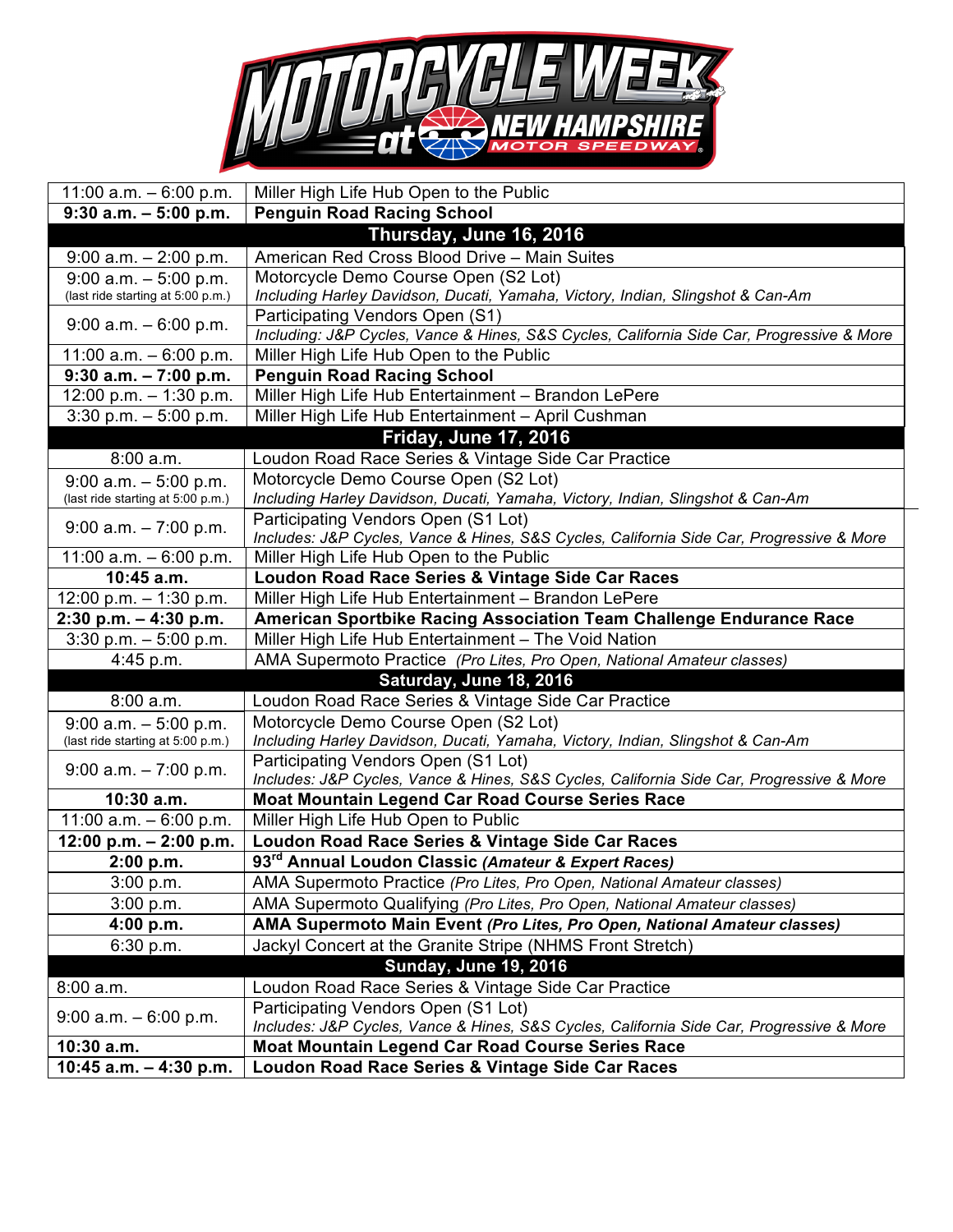# MOTORCYCLE WEEK at NEW HAMPSHIRE MOTOR SPEEDWAY

| | |
|---|---|
| 11:00 a.m. – 6:00 p.m. | Miller High Life Hub Open to the Public |
| **9:30 a.m. – 5:00 p.m.** | **Penguin Road Racing School** |
| **Thursday, June 16, 2016** | |
| 9:00 a.m. – 2:00 p.m. | American Red Cross Blood Drive – Main Suites |
| 9:00 a.m. – 5:00 p.m. (last ride starting at 5:00 p.m.) | Motorcycle Demo Course Open (S2 Lot) *Including Harley Davidson, Ducati, Yamaha, Victory, Indian, Slingshot & Can-Am* |
| 9:00 a.m. – 6:00 p.m. | Participating Vendors Open (S1) *Including: J&P Cycles, Vance & Hines, S&S Cycles, California Side Car, Progressive & More* |
| 11:00 a.m. – 6:00 p.m. | Miller High Life Hub Open to the Public |
| **9:30 a.m. – 7:00 p.m.** | **Penguin Road Racing School** |
| 12:00 p.m. – 1:30 p.m. | Miller High Life Hub Entertainment – Brandon LePere |
| 3:30 p.m. – 5:00 p.m. | Miller High Life Hub Entertainment – April Cushman |
| **Friday, June 17, 2016** | |
| 8:00 a.m. | Loudon Road Race Series & Vintage Side Car Practice |
| 9:00 a.m. – 5:00 p.m. (last ride starting at 5:00 p.m.) | Motorcycle Demo Course Open (S2 Lot) *Including Harley Davidson, Ducati, Yamaha, Victory, Indian, Slingshot & Can-Am* |
| 9:00 a.m. – 7:00 p.m. | Participating Vendors Open (S1 Lot) *Includes: J&P Cycles, Vance & Hines, S&S Cycles, California Side Car, Progressive & More* |
| 11:00 a.m. – 6:00 p.m. | Miller High Life Hub Open to the Public |
| **10:45 a.m.** | **Loudon Road Race Series & Vintage Side Car Races** |
| 12:00 p.m. – 1:30 p.m. | Miller High Life Hub Entertainment – Brandon LePere |
| **2:30 p.m. – 4:30 p.m.** | **American Sportbike Racing Association Team Challenge Endurance Race** |
| 3:30 p.m. – 5:00 p.m. | Miller High Life Hub Entertainment – The Void Nation |
| 4:45 p.m. | AMA Supermoto Practice *(Pro Lites, Pro Open, National Amateur classes)* |
| **Saturday, June 18, 2016** | |
| 8:00 a.m. | Loudon Road Race Series & Vintage Side Car Practice |
| 9:00 a.m. – 5:00 p.m. (last ride starting at 5:00 p.m.) | Motorcycle Demo Course Open (S2 Lot) *Including Harley Davidson, Ducati, Yamaha, Victory, Indian, Slingshot & Can-Am* |
| 9:00 a.m. – 7:00 p.m. | Participating Vendors Open (S1 Lot) *Includes: J&P Cycles, Vance & Hines, S&S Cycles, California Side Car, Progressive & More* |
| **10:30 a.m.** | **Moat Mountain Legend Car Road Course Series Race** |
| 11:00 a.m. – 6:00 p.m. | Miller High Life Hub Open to Public |
| **12:00 p.m. – 2:00 p.m.** | **Loudon Road Race Series & Vintage Side Car Races** |
| **2:00 p.m.** | **93rd Annual Loudon Classic *(Amateur & Expert Races)*** |
| 3:00 p.m. | AMA Supermoto Practice *(Pro Lites, Pro Open, National Amateur classes)* |
| 3:00 p.m. | AMA Supermoto Qualifying *(Pro Lites, Pro Open, National Amateur classes)* |
| **4:00 p.m.** | **AMA Supermoto Main Event *(Pro Lites, Pro Open, National Amateur classes)*** |
| 6:30 p.m. | Jackyl Concert at the Granite Stripe (NHMS Front Stretch) |
| **Sunday, June 19, 2016** | |
| 8:00 a.m. | Loudon Road Race Series & Vintage Side Car Practice |
| 9:00 a.m. – 6:00 p.m. | Participating Vendors Open (S1 Lot) *Includes: J&P Cycles, Vance & Hines, S&S Cycles, California Side Car, Progressive & More* |
| **10:30 a.m.** | **Moat Mountain Legend Car Road Course Series Race** |
| **10:45 a.m. – 4:30 p.m.** | **Loudon Road Race Series & Vintage Side Car Races** |